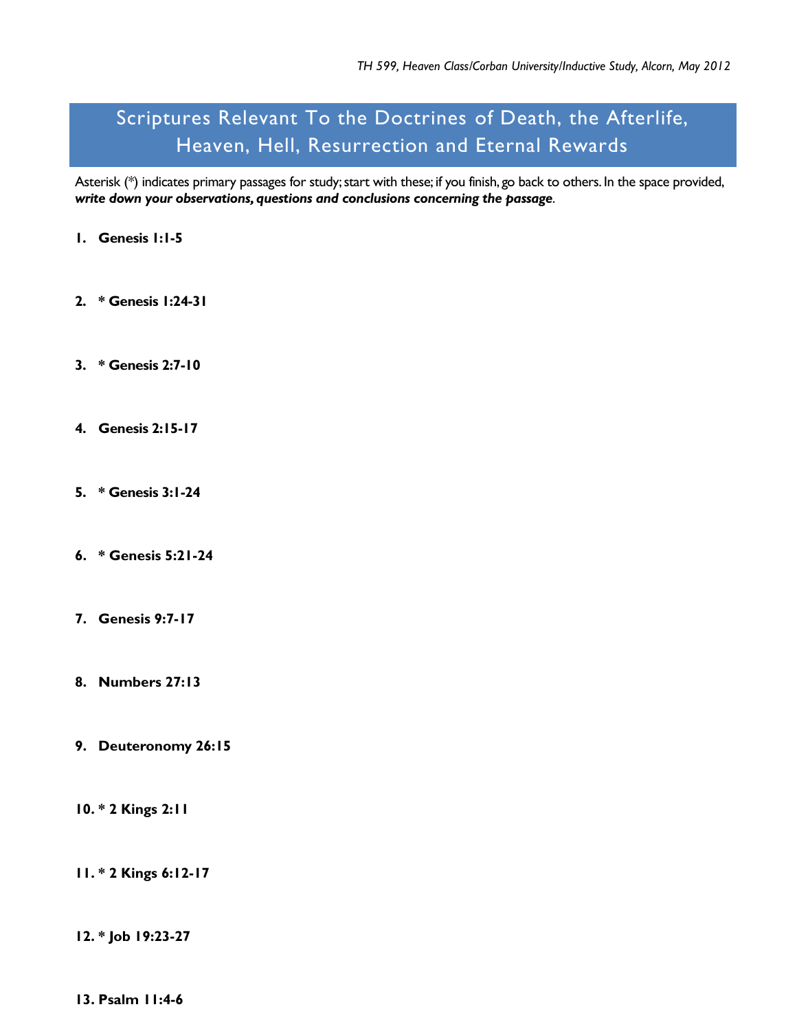*TH 599, Heaven Class/Corban University/Inductive Study, Alcorn, May 2012*

# Scriptures Relevant To the Doctrines of Death, the Afterlife, Heaven, Hell, Resurrection and Eternal Rewards

Asterisk (*) indicates primary passages for study; start with these; if you finish, go back to others. In the space provided, ***write down your observations, questions and conclusions concerning the passage***.

1. **Genesis 1:1-5**

2. **\* Genesis 1:24-31**

3. **\* Genesis 2:7-10**

4. **Genesis 2:15-17**

5. **\* Genesis 3:1-24**

6. **\* Genesis 5:21-24**

7. **Genesis 9:7-17**

8. **Numbers 27:13**

9. **Deuteronomy 26:15**

10. **\* 2 Kings 2:11**

11. **\* 2 Kings 6:12-17**

12. **\* Job 19:23-27**

13. **Psalm 11:4-6**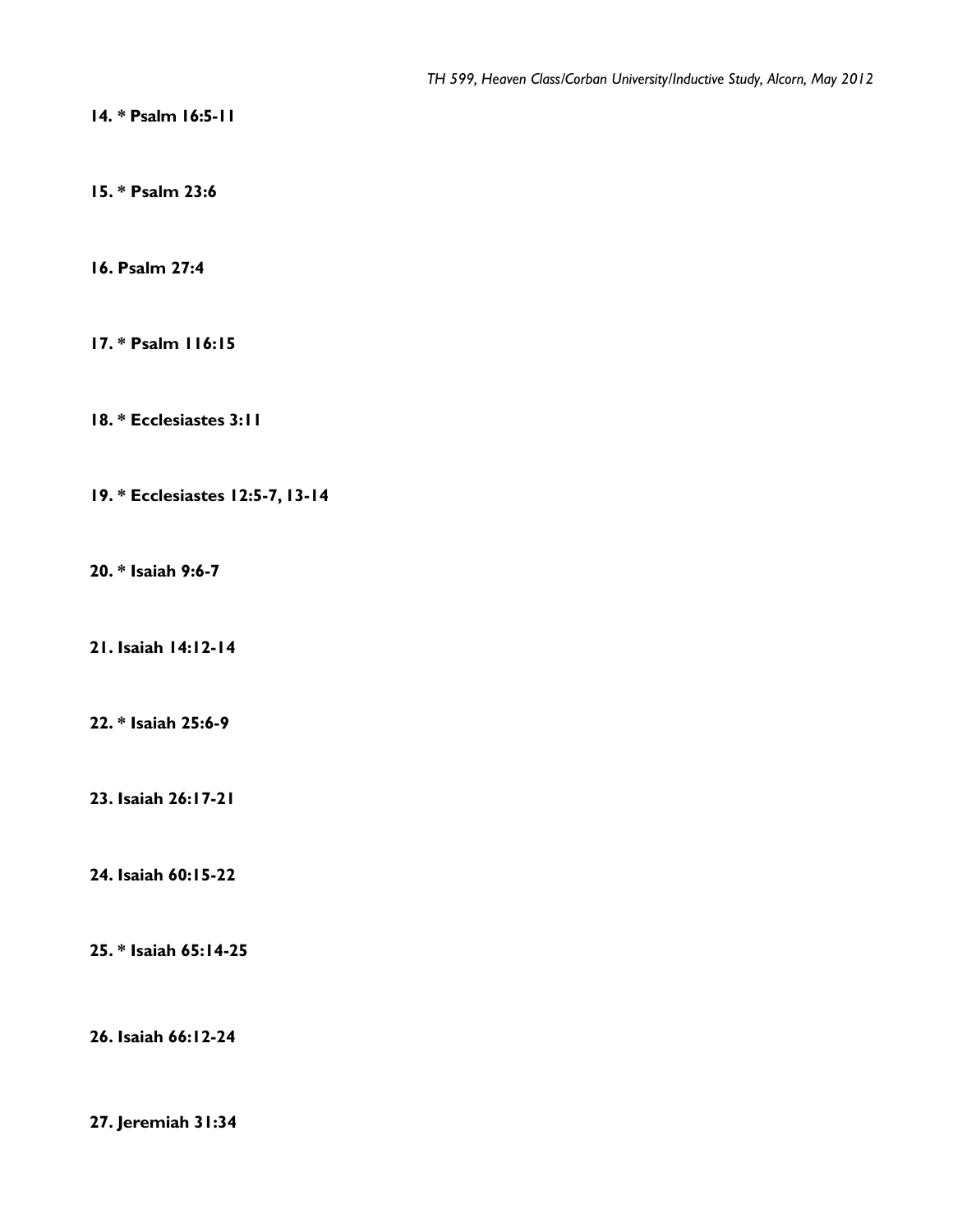**14. * Psalm 16:5-11**

**15. * Psalm 23:6**

**16. Psalm 27:4**

**17. * Psalm 116:15**

**18. * Ecclesiastes 3:11**

**19. * Ecclesiastes 12:5-7, 13-14**

**20. * Isaiah 9:6-7**

**21. Isaiah 14:12-14**

**22. * Isaiah 25:6-9**

**23. Isaiah 26:17-21**

**24. Isaiah 60:15-22**

**25. * Isaiah 65:14-25**

**26. Isaiah 66:12-24**

**27. Jeremiah 31:34**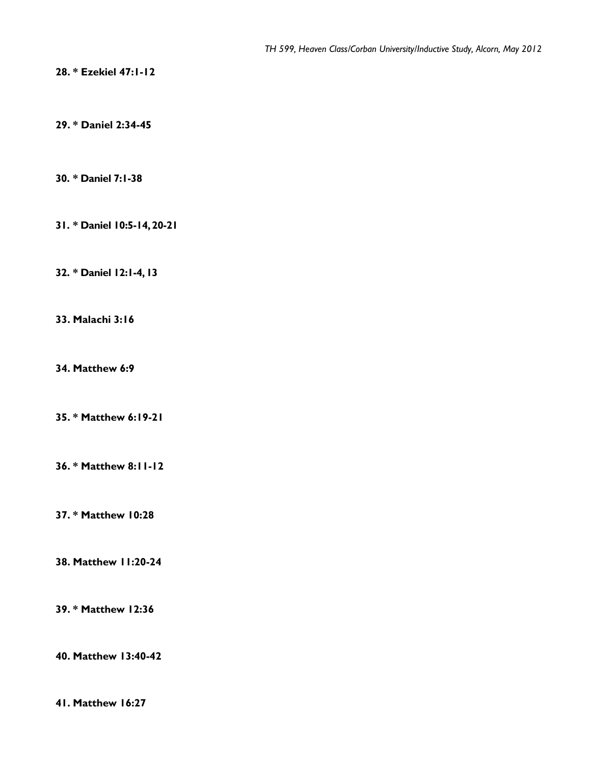**28. * Ezekiel 47:1-12**

**29. * Daniel 2:34-45**

**30. * Daniel 7:1-38**

**31. * Daniel 10:5-14, 20-21**

**32. * Daniel 12:1-4, 13**

**33. Malachi 3:16**

**34. Matthew 6:9**

**35. * Matthew 6:19-21**

**36. * Matthew 8:11-12**

**37. * Matthew 10:28**

**38. Matthew 11:20-24**

**39. * Matthew 12:36**

**40. Matthew 13:40-42**

**41. Matthew 16:27**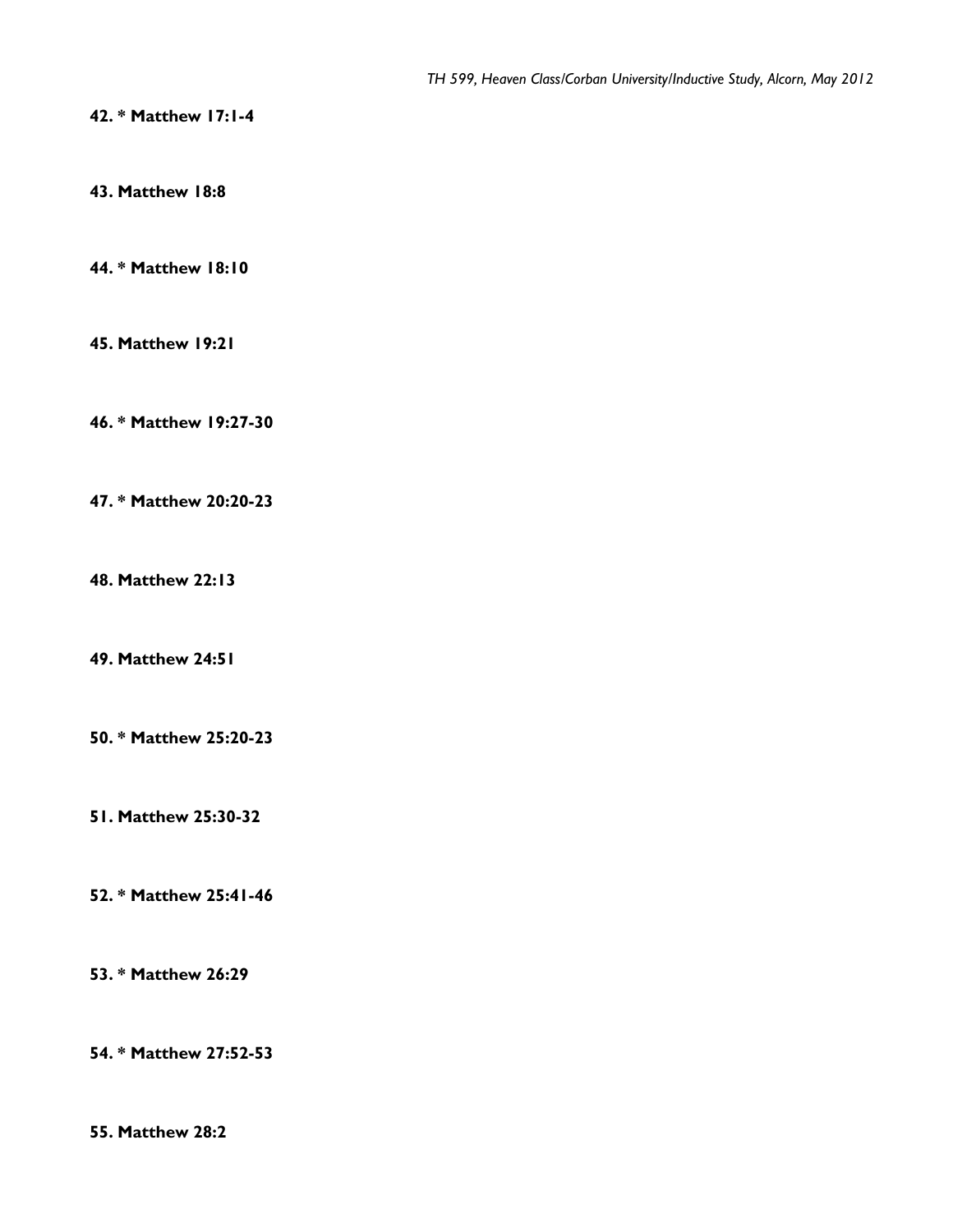**42. * Matthew 17:1-4**

**43. Matthew 18:8**

**44. * Matthew 18:10**

**45. Matthew 19:21**

**46. * Matthew 19:27-30**

**47. * Matthew 20:20-23**

**48. Matthew 22:13**

**49. Matthew 24:51**

**50. * Matthew 25:20-23**

**51. Matthew 25:30-32**

**52. * Matthew 25:41-46**

**53. * Matthew 26:29**

**54. * Matthew 27:52-53**

**55. Matthew 28:2**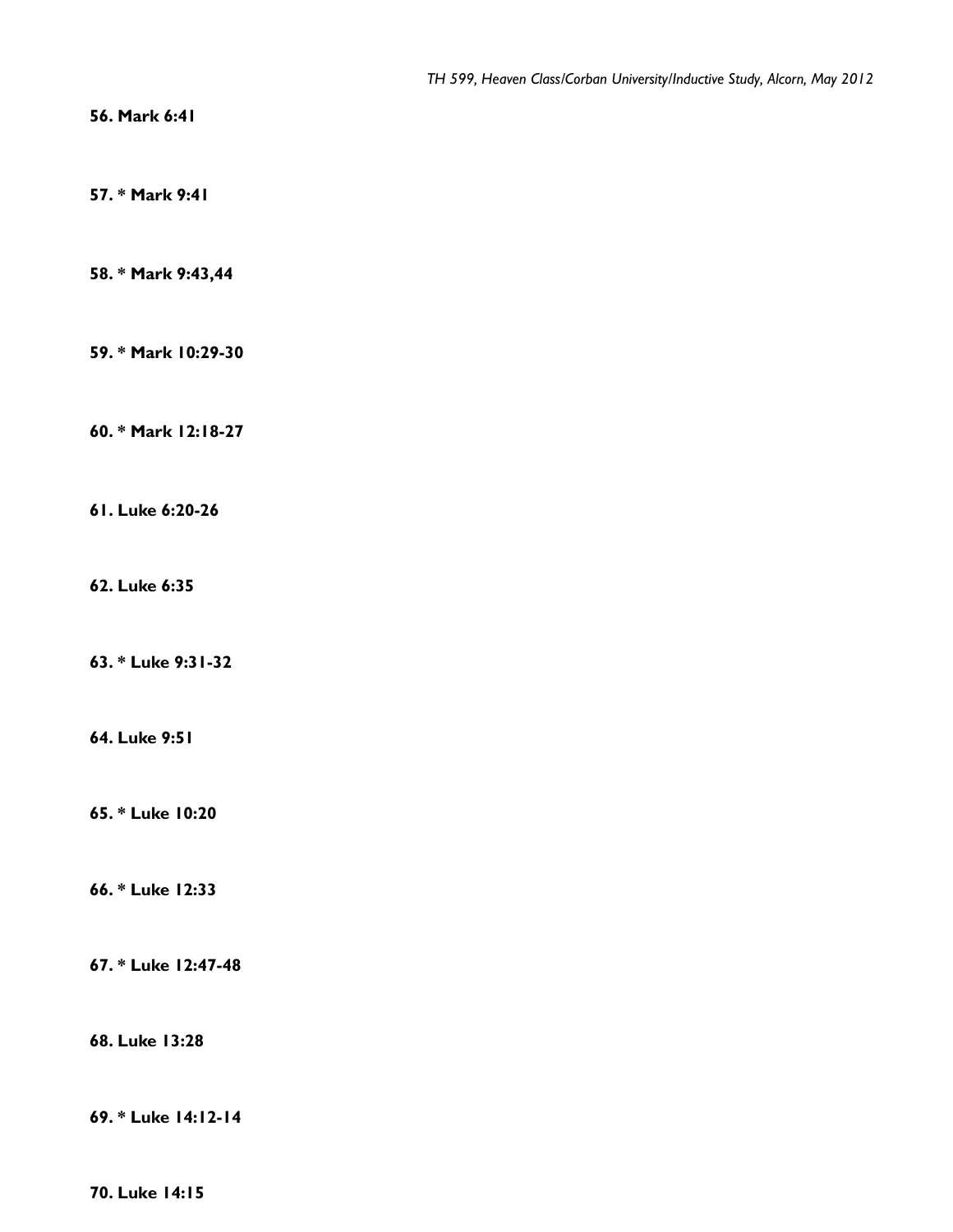**56. Mark 6:41**

**57. * Mark 9:41**

**58. * Mark 9:43,44**

**59. * Mark 10:29-30**

**60. * Mark 12:18-27**

**61. Luke 6:20-26**

**62. Luke 6:35**

**63. * Luke 9:31-32**

**64. Luke 9:51**

**65. * Luke 10:20**

**66. * Luke 12:33**

**67. * Luke 12:47-48**

**68. Luke 13:28**

**69. * Luke 14:12-14**

**70. Luke 14:15**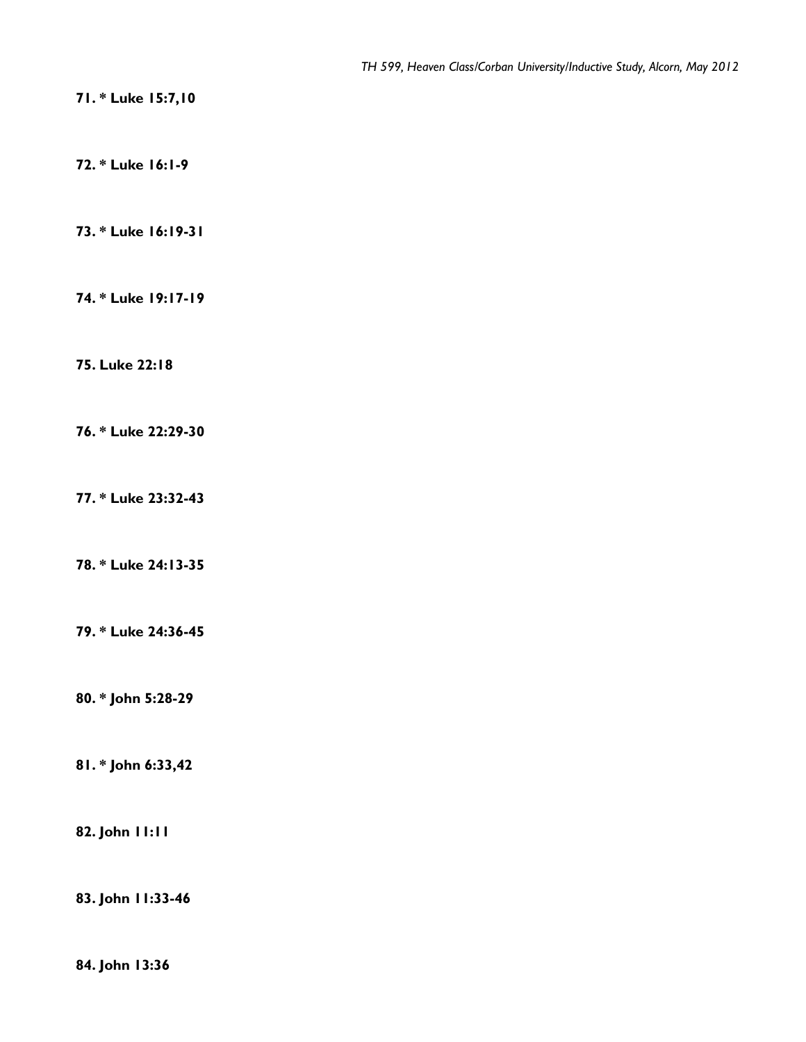**71. * Luke 15:7,10**

**72. * Luke 16:1-9**

**73. * Luke 16:19-31**

**74. * Luke 19:17-19**

**75. Luke 22:18**

**76. * Luke 22:29-30**

**77. * Luke 23:32-43**

**78. * Luke 24:13-35**

**79. * Luke 24:36-45**

**80. * John 5:28-29**

**81. * John 6:33,42**

**82. John 11:11**

**83. John 11:33-46**

**84. John 13:36**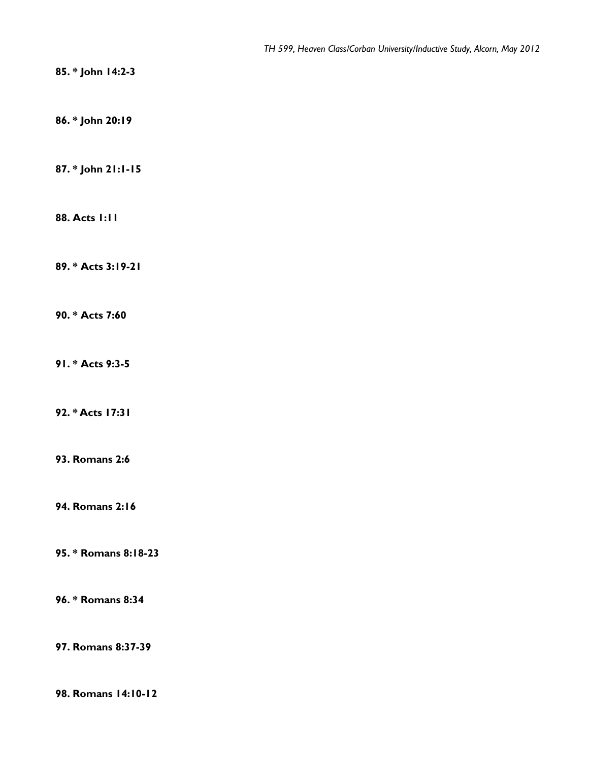**85. * John 14:2-3**

**86. * John 20:19**

**87. * John 21:1-15**

**88. Acts 1:11**

**89. * Acts 3:19-21**

**90. * Acts 7:60**

**91. * Acts 9:3-5**

**92. * Acts 17:31**

**93. Romans 2:6**

**94. Romans 2:16**

**95. * Romans 8:18-23**

**96. * Romans 8:34**

**97. Romans 8:37-39**

**98. Romans 14:10-12**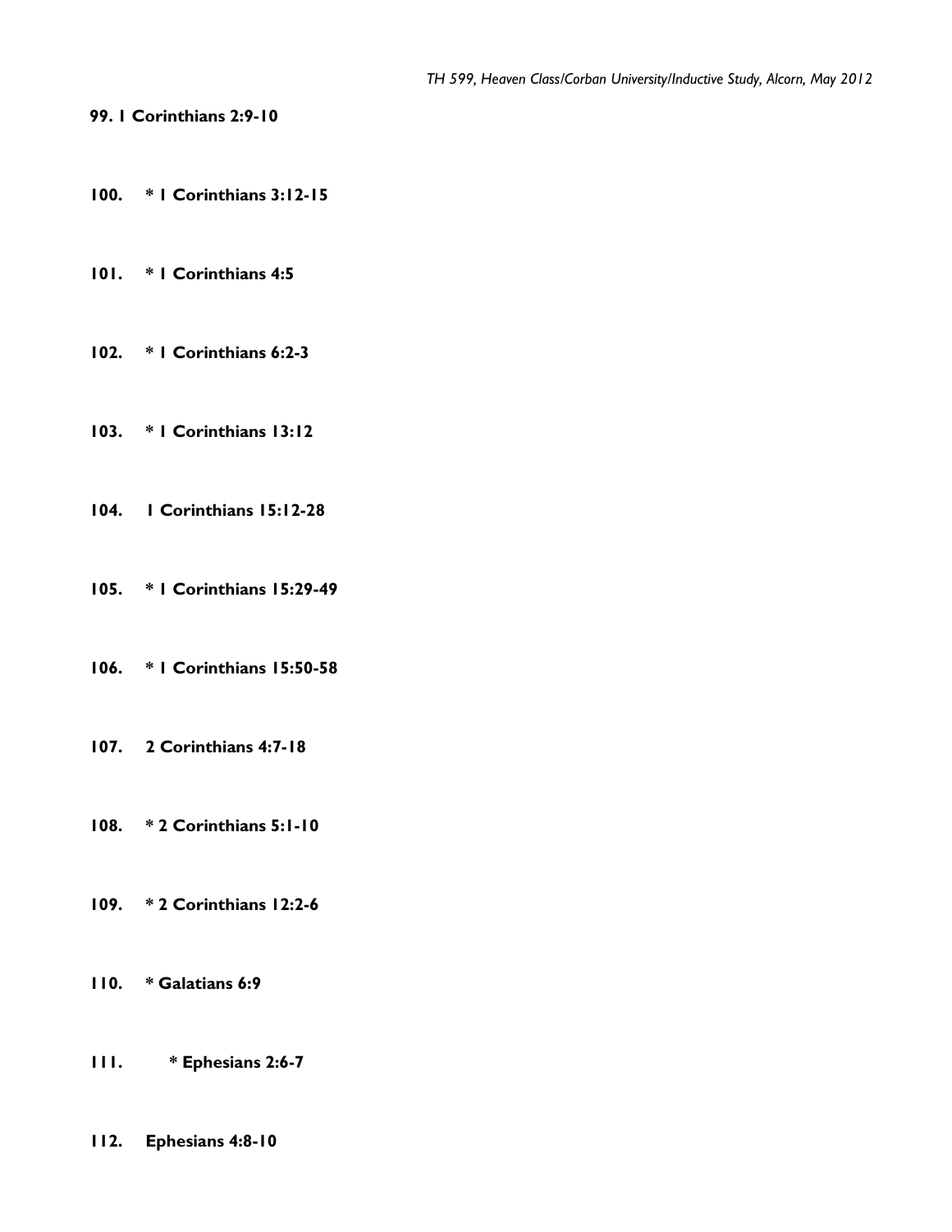**99. 1 Corinthians 2:9-10**

**100. * 1 Corinthians 3:12-15**

**101. * 1 Corinthians 4:5**

**102. * 1 Corinthians 6:2-3**

**103. * 1 Corinthians 13:12**

**104. 1 Corinthians 15:12-28**

**105. * 1 Corinthians 15:29-49**

**106. * 1 Corinthians 15:50-58**

**107. 2 Corinthians 4:7-18**

**108. * 2 Corinthians 5:1-10**

**109. * 2 Corinthians 12:2-6**

**110. * Galatians 6:9**

**111. * Ephesians 2:6-7**

**112. Ephesians 4:8-10**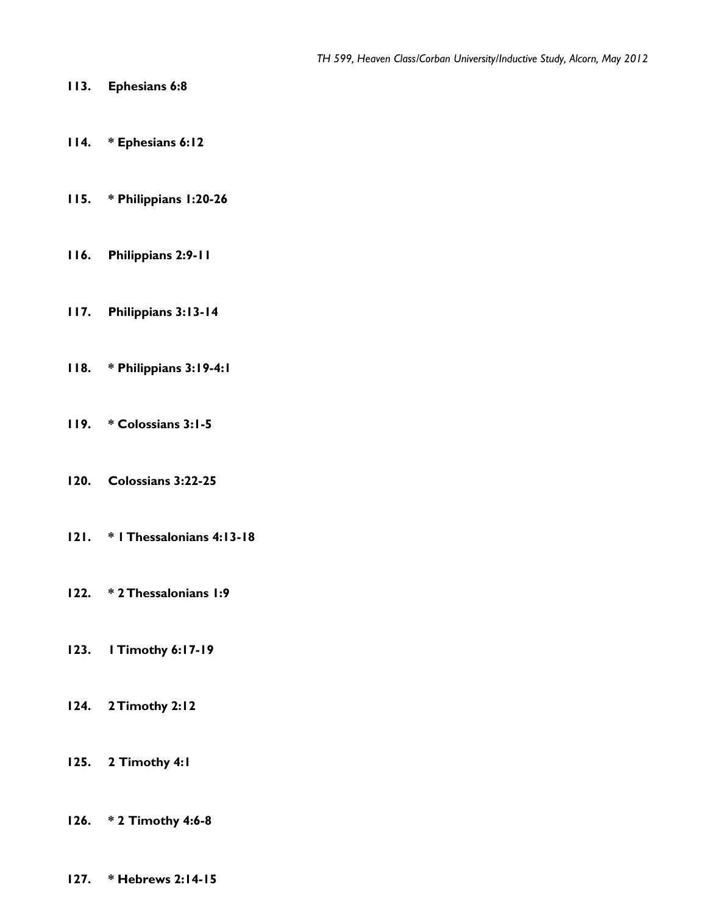**113. Ephesians 6:8**

**114. * Ephesians 6:12**

**115. * Philippians 1:20-26**

**116. Philippians 2:9-11**

**117. Philippians 3:13-14**

**118. * Philippians 3:19-4:1**

**119. * Colossians 3:1-5**

**120. Colossians 3:22-25**

**121. * 1 Thessalonians 4:13-18**

**122. * 2 Thessalonians 1:9**

**123. 1 Timothy 6:17-19**

**124. 2 Timothy 2:12**

**125. 2 Timothy 4:1**

**126. * 2 Timothy 4:6-8**

**127. * Hebrews 2:14-15**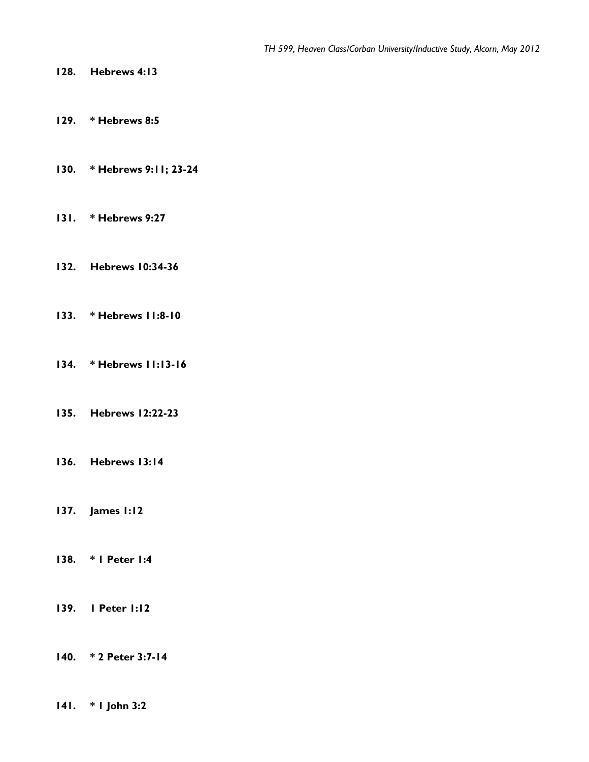**128. Hebrews 4:13**

**129. * Hebrews 8:5**

**130. * Hebrews 9:11; 23-24**

**131. * Hebrews 9:27**

**132. Hebrews 10:34-36**

**133. * Hebrews 11:8-10**

**134. * Hebrews 11:13-16**

**135. Hebrews 12:22-23**

**136. Hebrews 13:14**

**137. James 1:12**

**138. * 1 Peter 1:4**

**139. 1 Peter 1:12**

**140. * 2 Peter 3:7-14**

**141. * 1 John 3:2**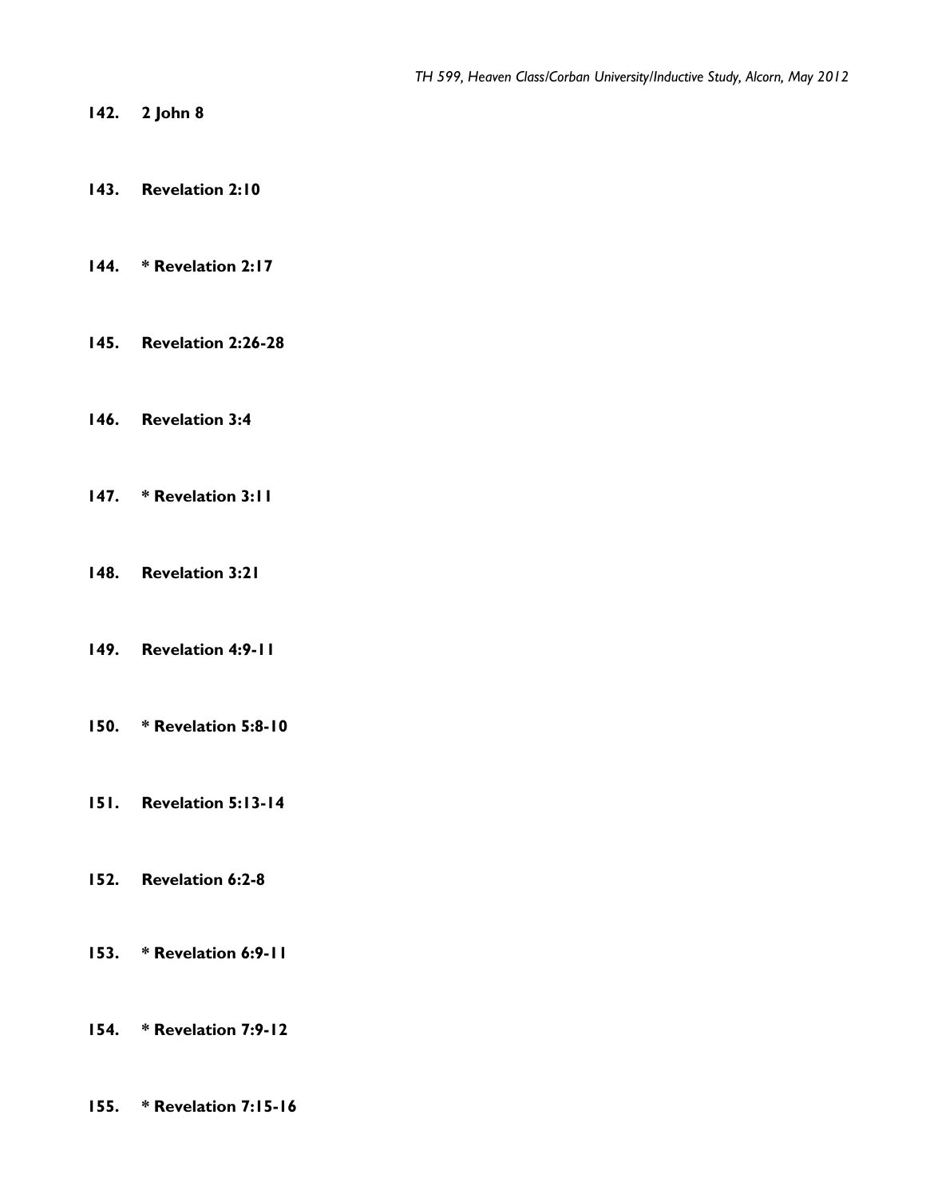**142. 2 John 8**

**143. Revelation 2:10**

**144. * Revelation 2:17**

**145. Revelation 2:26-28**

**146. Revelation 3:4**

**147. * Revelation 3:11**

**148. Revelation 3:21**

**149. Revelation 4:9-11**

**150. * Revelation 5:8-10**

**151. Revelation 5:13-14**

**152. Revelation 6:2-8**

**153. * Revelation 6:9-11**

**154. * Revelation 7:9-12**

**155. * Revelation 7:15-16**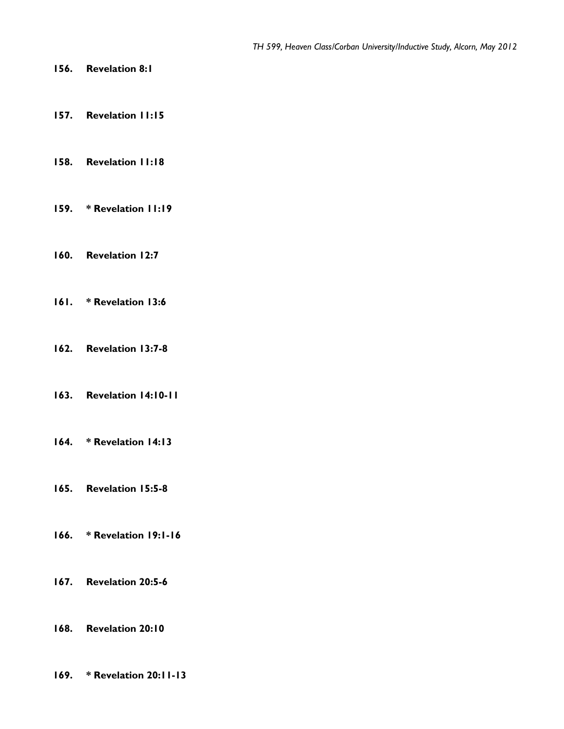**156. Revelation 8:1**

**157. Revelation 11:15**

**158. Revelation 11:18**

**159. * Revelation 11:19**

**160. Revelation 12:7**

**161. * Revelation 13:6**

**162. Revelation 13:7-8**

**163. Revelation 14:10-11**

**164. * Revelation 14:13**

**165. Revelation 15:5-8**

**166. * Revelation 19:1-16**

**167. Revelation 20:5-6**

**168. Revelation 20:10**

**169. * Revelation 20:11-13**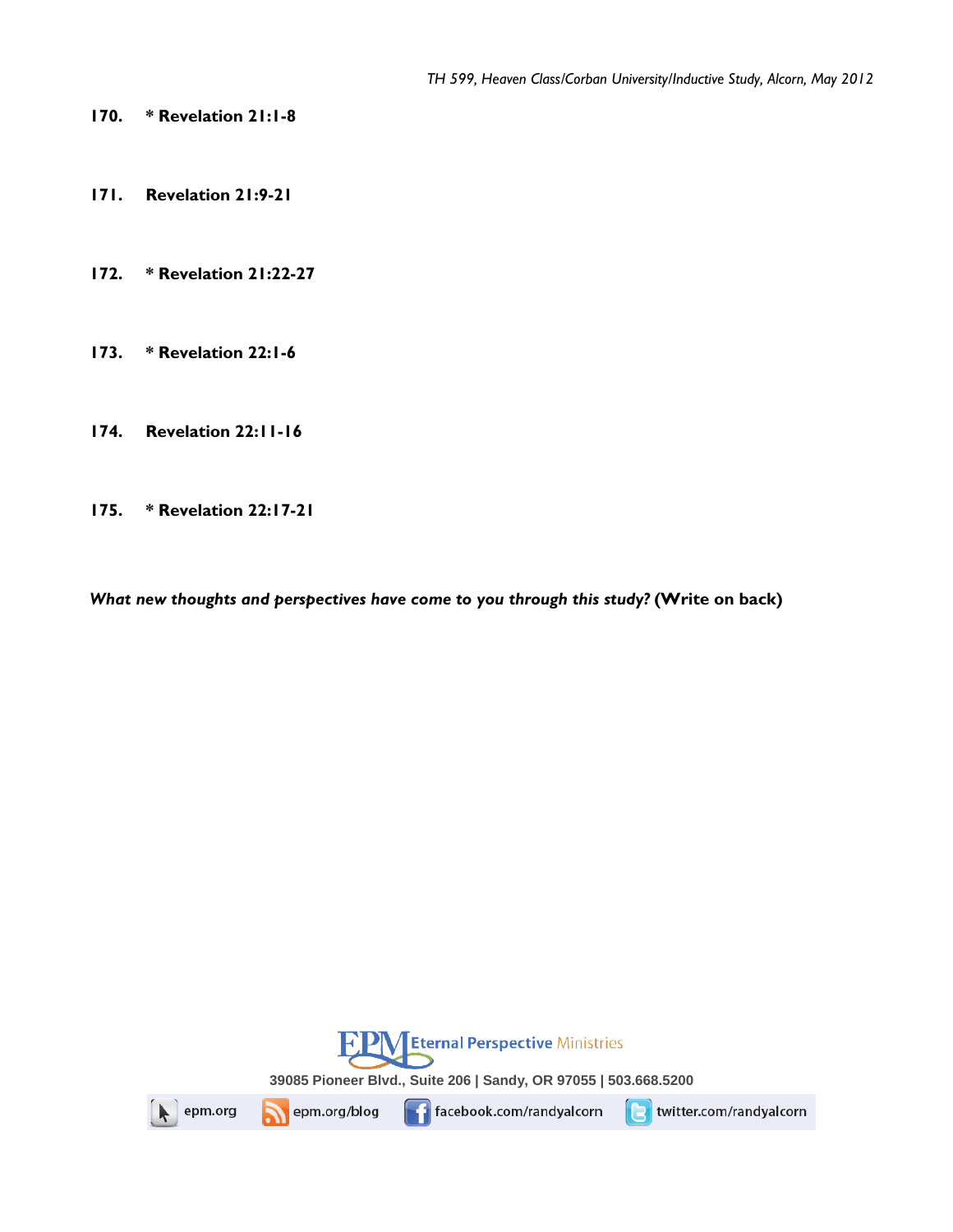**170. * Revelation 21:1-8**

**171. Revelation 21:9-21**

**172. * Revelation 21:22-27**

**173. * Revelation 22:1-6**

**174. Revelation 22:11-16**

**175. * Revelation 22:17-21**

***What new thoughts and perspectives have come to you through this study?* (Write on back)**

EPM Eternal Perspective Ministries

39085 Pioneer Blvd., Suite 206 | Sandy, OR 97055 | 503.668.5200

epm.org epm.org/blog facebook.com/randyalcorn twitter.com/randyalcorn